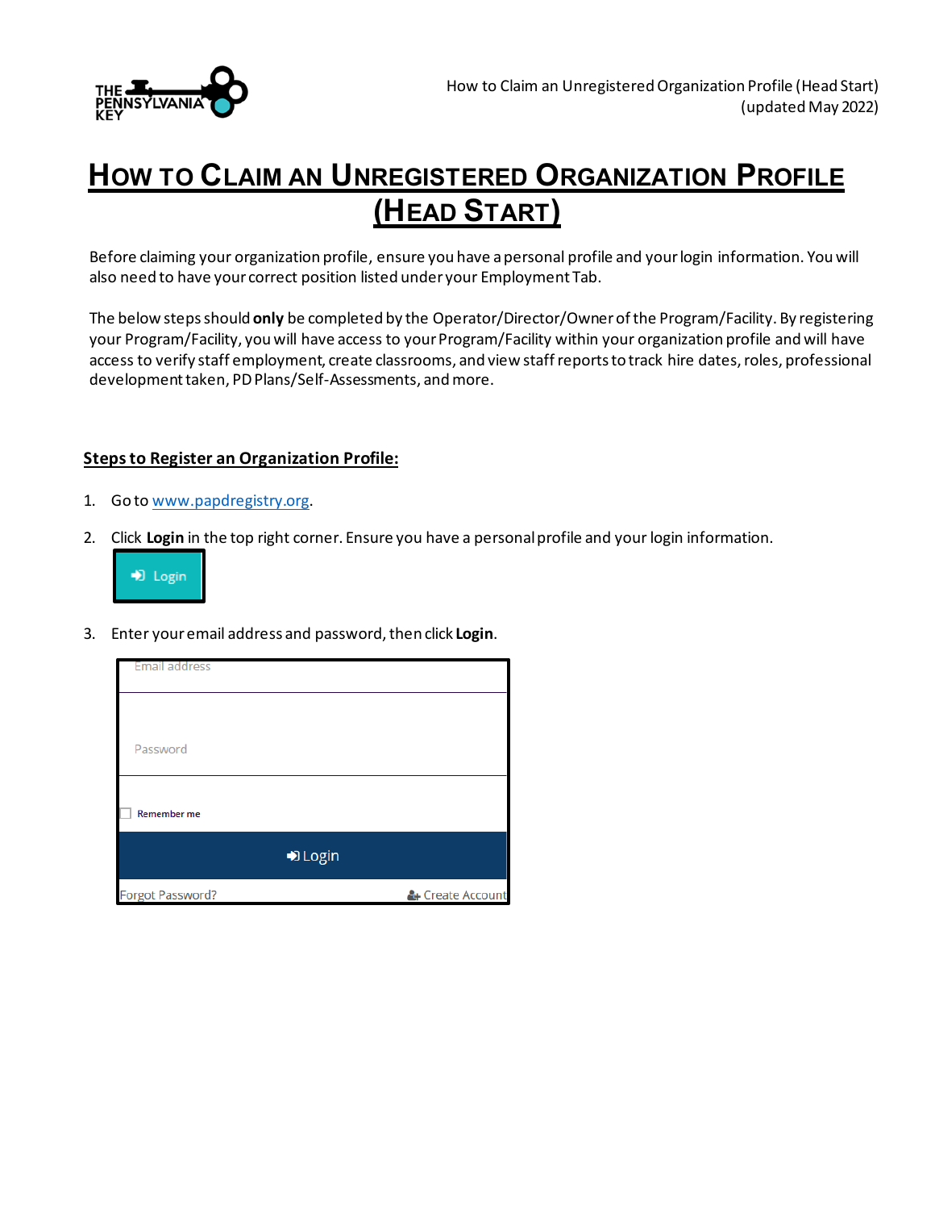# How to Claim an Unregistered Organization Profile (Head Start)

Before claiming your organization profile, ensure you have a personal profile and your login information. You will also need to have your correct position listed under your Employment Tab.

The below steps should **only** be completed by the Operator/Director/Owner of the Program/Facility. By registering your Program/Facility, you will have access to your Program/Facility within your organization profile and will have access to verify staff employment, create classrooms, and view staff reports to track hire dates, roles, professional development taken, PD Plans/Self-Assessments, and more.

## Steps to Register an Organization Profile:

1. Go to www.papdregistry.org.
2. Click **Login** in the top right corner. Ensure you have a personal profile and your login information.

   Login

3. Enter your email address and password, then click **Login**.

   Email address

   Password

   Remember me

   Login

   Forgot Password? Create Account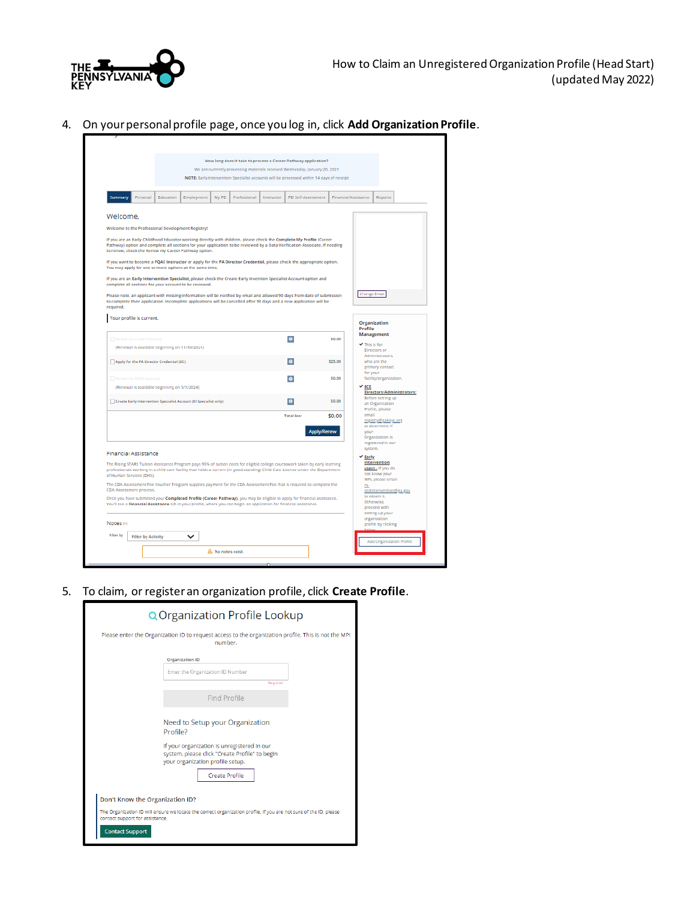4. On your personal profile page, once you log in, click **Add Organization Profile**.

5. To claim, or register an organization profile, click **Create Profile**.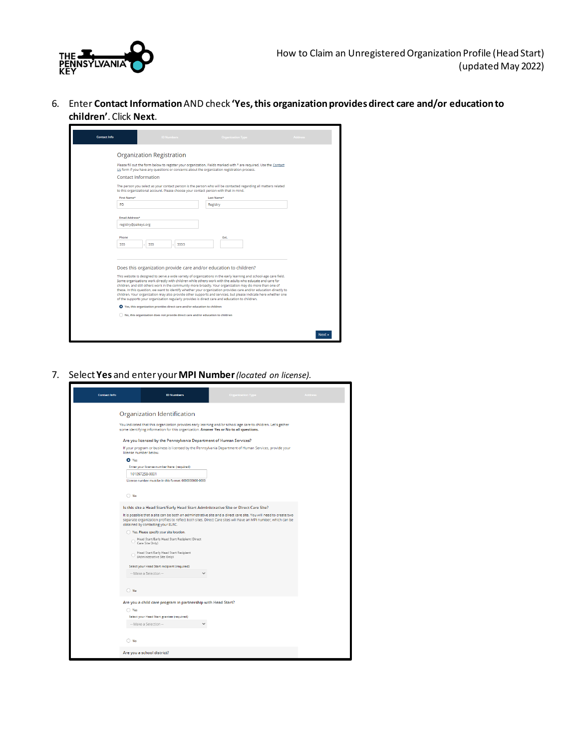6. Enter **Contact Information** AND check **'Yes, this organization provides direct care and/or education to children'**. Click **Next**.

Contact Info | ID Numbers | Organization Type | Address

Organization Registration

Please fill out the form below to register your organization. Fields marked with * are required. Use the Contact Us form if you have any questions or concerns about the organization registration process.

Contact Information

The person you select as your contact person is the person who will be contacted regarding all matters related to this organizational account. Please choose your contact person with that in mind.

First Name*: PD

Last Name*: Registry

Email Address*: registry@pakeys.org

Phone: 555 - 555 - 5555 Ext.

Does this organization provide care and/or education to children?

This website is designed to serve a wide variety of organizations in the early learning and school-age care field. Some organizations work directly with children while others work with the adults who educate and care for children, and still others work in the community more broadly. Your organization may do more than one of these. In this question, we want to identify whether your organization provides care and/or education directly to children. Your organization may also provide other supports and services, but please indicate here whether one of the supports your organization regularly provides is direct care and education to children.

- (selected) Yes, this organization provides direct care and/or education to children
- No, this organization does not provide direct care and/or education to children

Next »

7. Select **Yes** and enter your **MPI Number** *(located on license)*.

Contact Info | ID Numbers | Organization Type | Address

Organization Identification

You indicated that this organization provides early learning and/or school age care to children. Let's gather some identifying information for this organization. **Answer Yes or No to all questions.**

Are you licensed by the Pennsylvania Department of Human Services?

If your program or business is licensed by the Pennsylvania Department of Human Services, provide your license number below.

- (selected) Yes

  Enter your license number here: (required)

  101097258-0001

  License number must be in this format: 000000000-0000
- No

Is this site a Head Start/Early Head Start Administrative Site or Direct Care Site?

It is possible that a site can be both an administrative site and a direct care site. You will need to create two separate organization profiles to reflect both sites. Direct Care sites will have an MPI number, which can be obtained by contacting your ELRC.

- Yes. Please specify your site location.
  - Head Start/Early Head Start Recipient (Direct Care Site Only)
  - Head Start/Early Head Start Recipient (Administrative Site Only)

  Select your Head Start recipient (required)

  -- Make a Selection --
- No

Are you a child care program in partnership with Head Start?

- Yes

  Select your Head Start grantee (required)

  -- Make a Selection --
- No

Are you a school district?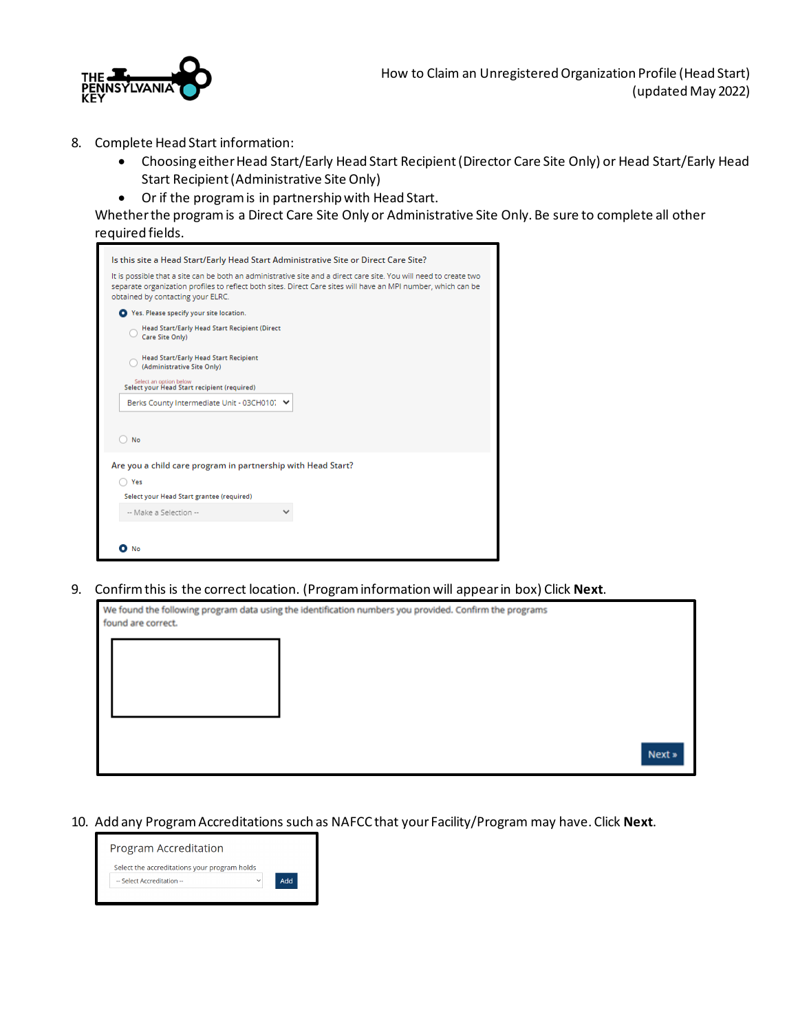8. Complete Head Start information:
   - Choosing either Head Start/Early Head Start Recipient (Director Care Site Only) or Head Start/Early Head Start Recipient (Administrative Site Only)
   - Or if the program is in partnership with Head Start.

   Whether the program is a Direct Care Site Only or Administrative Site Only. Be sure to complete all other required fields.

   Is this site a Head Start/Early Head Start Administrative Site or Direct Care Site?

   It is possible that a site can be both an administrative site and a direct care site. You will need to create two separate organization profiles to reflect both sites. Direct Care sites will have an MPI number, which can be obtained by contacting your ELRC.

   - (selected) Yes. Please specify your site location.
     - Head Start/Early Head Start Recipient (Direct Care Site Only)
     - Head Start/Early Head Start Recipient (Administrative Site Only)

     Select an option below

     Select your Head Start recipient (required)

     Berks County Intermediate Unit - 03CH010
   - No

   Are you a child care program in partnership with Head Start?

   - Yes

     Select your Head Start grantee (required)

     -- Make a Selection --
   - (selected) No

9. Confirm this is the correct location. (Program information will appear in box) Click **Next**.

   We found the following program data using the identification numbers you provided. Confirm the programs found are correct.

   Next »

10. Add any Program Accreditations such as NAFCC that your Facility/Program may have. Click **Next**.

    Program Accreditation

    Select the accreditations your program holds

    -- Select Accreditation -- | Add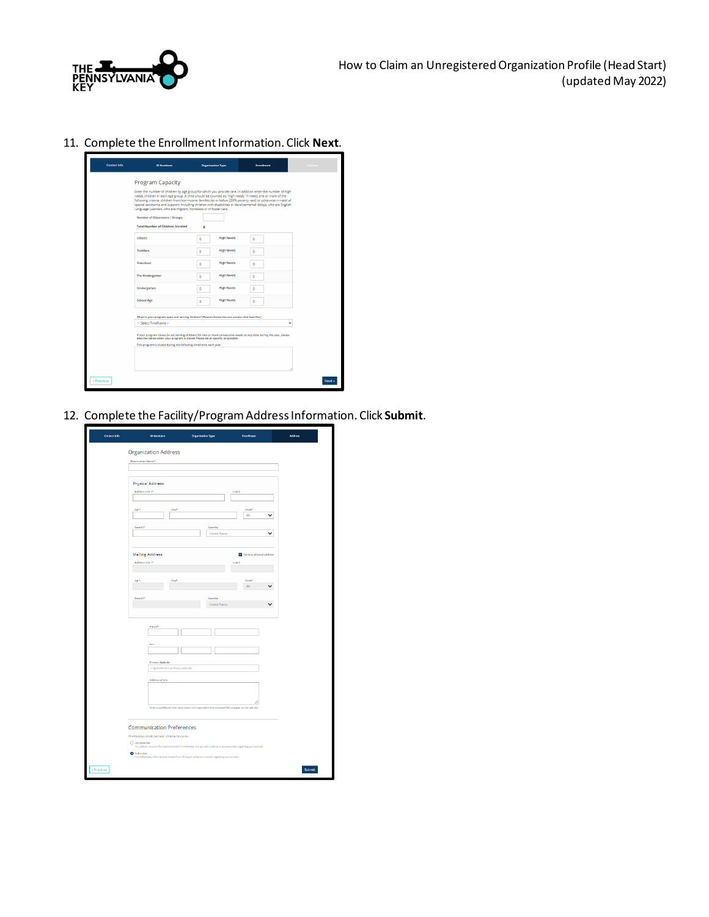11. Complete the Enrollment Information. Click **Next**.

12. Complete the Facility/Program Address Information. Click **Submit**.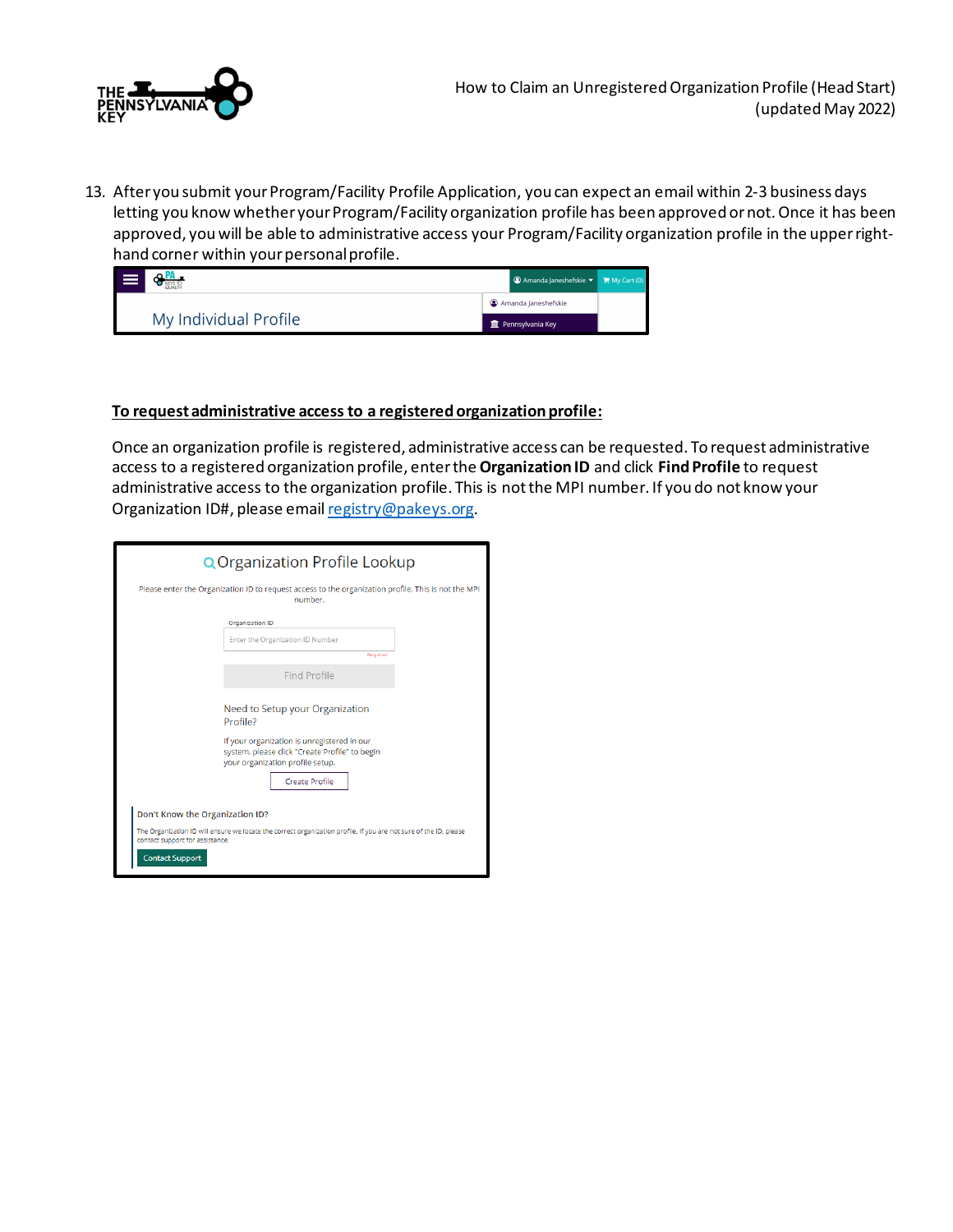13. After you submit your Program/Facility Profile Application, you can expect an email within 2-3 business days letting you know whether your Program/Facility organization profile has been approved or not. Once it has been approved, you will be able to administrative access your Program/Facility organization profile in the upper right-hand corner within your personal profile.

**To request administrative access to a registered organization profile:**

Once an organization profile is registered, administrative access can be requested. To request administrative access to a registered organization profile, enter the **Organization ID** and click **Find Profile** to request administrative access to the organization profile. This is not the MPI number. If you do not know your Organization ID#, please email registry@pakeys.org.